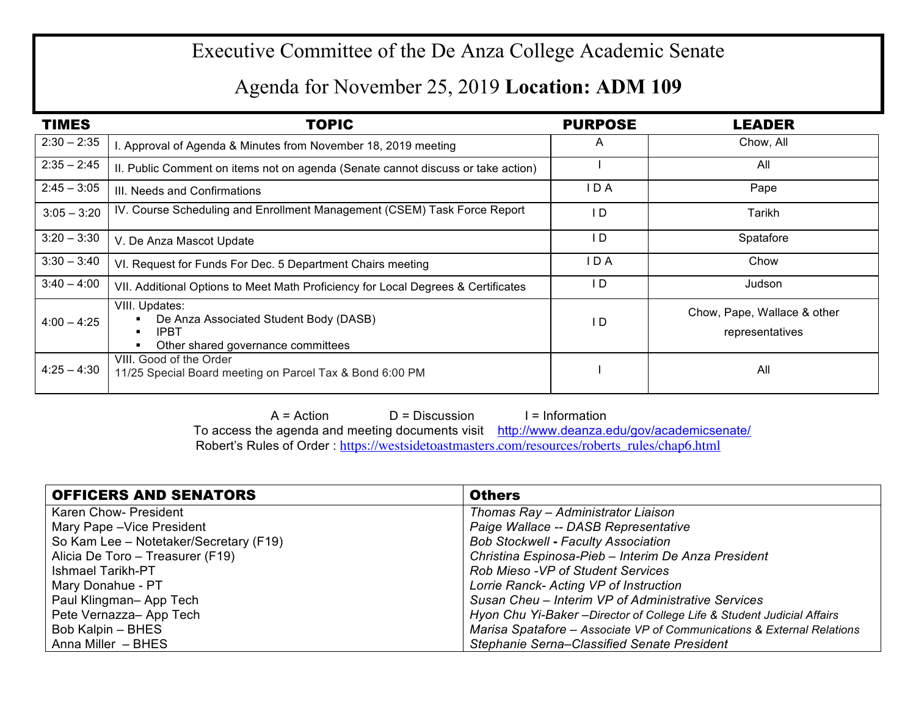# Executive Committee of the De Anza College Academic Senate

## Agenda for November 25, 2019 **Location: ADM 109**

| TIMES | TOPIC | PURPOSE | LEADER |
|---|---|---|---|
| 2:30 – 2:35 | I. Approval of Agenda & Minutes from November 18, 2019 meeting | A | Chow, All |
| 2:35 – 2:45 | II. Public Comment on items not on agenda (Senate cannot discuss or take action) | I | All |
| 2:45 – 3:05 | III. Needs and Confirmations | I D A | Pape |
| 3:05 – 3:20 | IV. Course Scheduling and Enrollment Management (CSEM) Task Force Report | I D | Tarikh |
| 3:20 – 3:30 | V. De Anza Mascot Update | I D | Spatafore |
| 3:30 – 3:40 | VI. Request for Funds For Dec. 5 Department Chairs meeting | I D A | Chow |
| 3:40 – 4:00 | VII. Additional Options to Meet Math Proficiency for Local Degrees & Certificates | I D | Judson |
| 4:00 – 4:25 | VIII. Updates:<br>▪ De Anza Associated Student Body (DASB)<br>▪ IPBT<br>▪ Other shared governance committees | I D | Chow, Pape, Wallace & other representatives |
| 4:25 – 4:30 | VIII. Good of the Order<br>11/25 Special Board meeting on Parcel Tax & Bond 6:00 PM | I | All |

A = Action D = Discussion I = Information

To access the agenda and meeting documents visit http://www.deanza.edu/gov/academicsenate/

Robert's Rules of Order : https://westsidetoastmasters.com/resources/roberts_rules/chap6.html

| OFFICERS AND SENATORS | Others |
|---|---|
| Karen Chow- President | *Thomas Ray – Administrator Liaison* |
| Mary Pape –Vice President | *Paige Wallace -- DASB Representative* |
| So Kam Lee – Notetaker/Secretary (F19) | *Bob Stockwell - Faculty Association* |
| Alicia De Toro – Treasurer (F19) | *Christina Espinosa-Pieb – Interim De Anza President* |
| Ishmael Tarikh-PT | *Rob Mieso -VP of Student Services* |
| Mary Donahue - PT | *Lorrie Ranck- Acting VP of Instruction* |
| Paul Klingman– App Tech | *Susan Cheu – Interim VP of Administrative Services* |
| Pete Vernazza– App Tech | *Hyon Chu Yi-Baker –Director of College Life & Student Judicial Affairs* |
| Bob Kalpin – BHES | *Marisa Spatafore – Associate VP of Communications & External Relations* |
| Anna Miller – BHES | *Stephanie Serna–Classified Senate President* |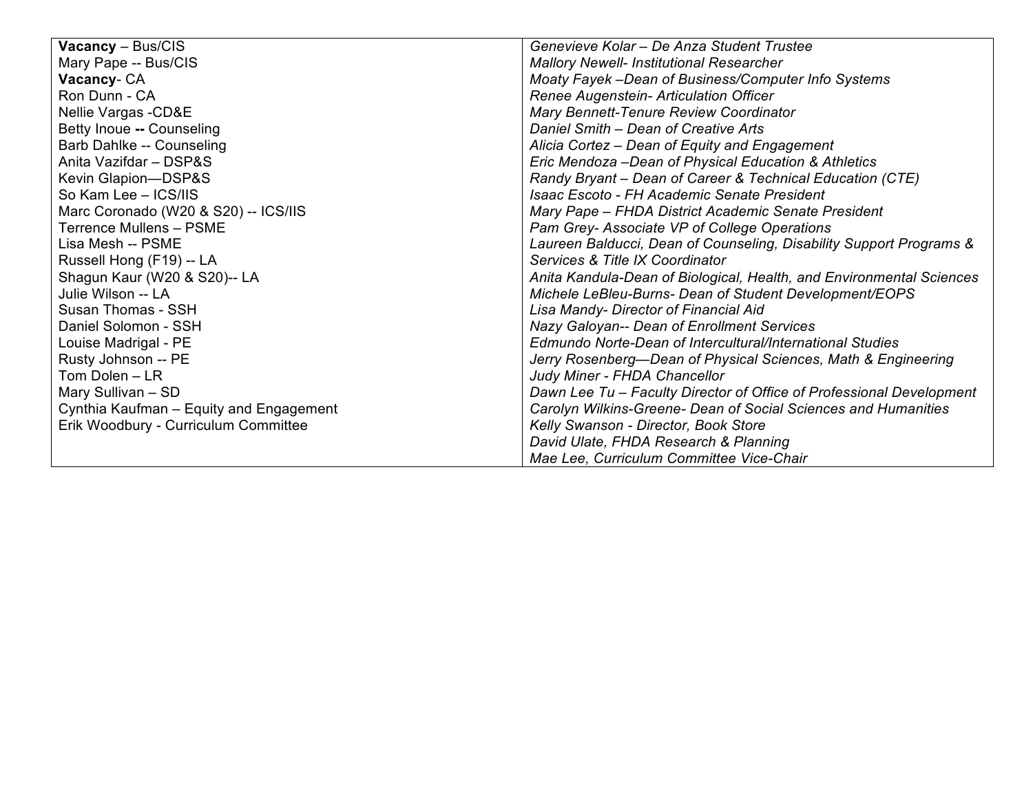| | |
|---|---|
| **Vacancy** – Bus/CIS<br>Mary Pape -- Bus/CIS<br>**Vacancy**- CA<br>Ron Dunn - CA<br>Nellie Vargas -CD&E<br>Betty Inoue **--** Counseling<br>Barb Dahlke -- Counseling<br>Anita Vazifdar – DSP&S<br>Kevin Glapion—DSP&S<br>So Kam Lee – ICS/IIS<br>Marc Coronado (W20 & S20) -- ICS/IIS<br>Terrence Mullens – PSME<br>Lisa Mesh -- PSME<br>Russell Hong (F19) -- LA<br>Shagun Kaur (W20 & S20)-- LA<br>Julie Wilson -- LA<br>Susan Thomas - SSH<br>Daniel Solomon - SSH<br>Louise Madrigal - PE<br>Rusty Johnson -- PE<br>Tom Dolen – LR<br>Mary Sullivan – SD<br>Cynthia Kaufman – Equity and Engagement<br>Erik Woodbury - Curriculum Committee | *Genevieve Kolar – De Anza Student Trustee*<br>*Mallory Newell- Institutional Researcher*<br>*Moaty Fayek –Dean of Business/Computer Info Systems*<br>*Renee Augenstein- Articulation Officer*<br>*Mary Bennett-Tenure Review Coordinator*<br>*Daniel Smith – Dean of Creative Arts*<br>*Alicia Cortez – Dean of Equity and Engagement*<br>*Eric Mendoza –Dean of Physical Education & Athletics*<br>*Randy Bryant – Dean of Career & Technical Education (CTE)*<br>*Isaac Escoto - FH Academic Senate President*<br>*Mary Pape – FHDA District Academic Senate President*<br>*Pam Grey- Associate VP of College Operations*<br>*Laureen Balducci, Dean of Counseling, Disability Support Programs & Services & Title IX Coordinator*<br>*Anita Kandula-Dean of Biological, Health, and Environmental Sciences*<br>*Michele LeBleu-Burns- Dean of Student Development/EOPS*<br>*Lisa Mandy- Director of Financial Aid*<br>*Nazy Galoyan-- Dean of Enrollment Services*<br>*Edmundo Norte-Dean of Intercultural/International Studies*<br>*Jerry Rosenberg—Dean of Physical Sciences, Math & Engineering*<br>*Judy Miner - FHDA Chancellor*<br>*Dawn Lee Tu – Faculty Director of Office of Professional Development*<br>*Carolyn Wilkins-Greene- Dean of Social Sciences and Humanities*<br>*Kelly Swanson - Director, Book Store*<br>*David Ulate, FHDA Research & Planning*<br>*Mae Lee, Curriculum Committee Vice-Chair* |